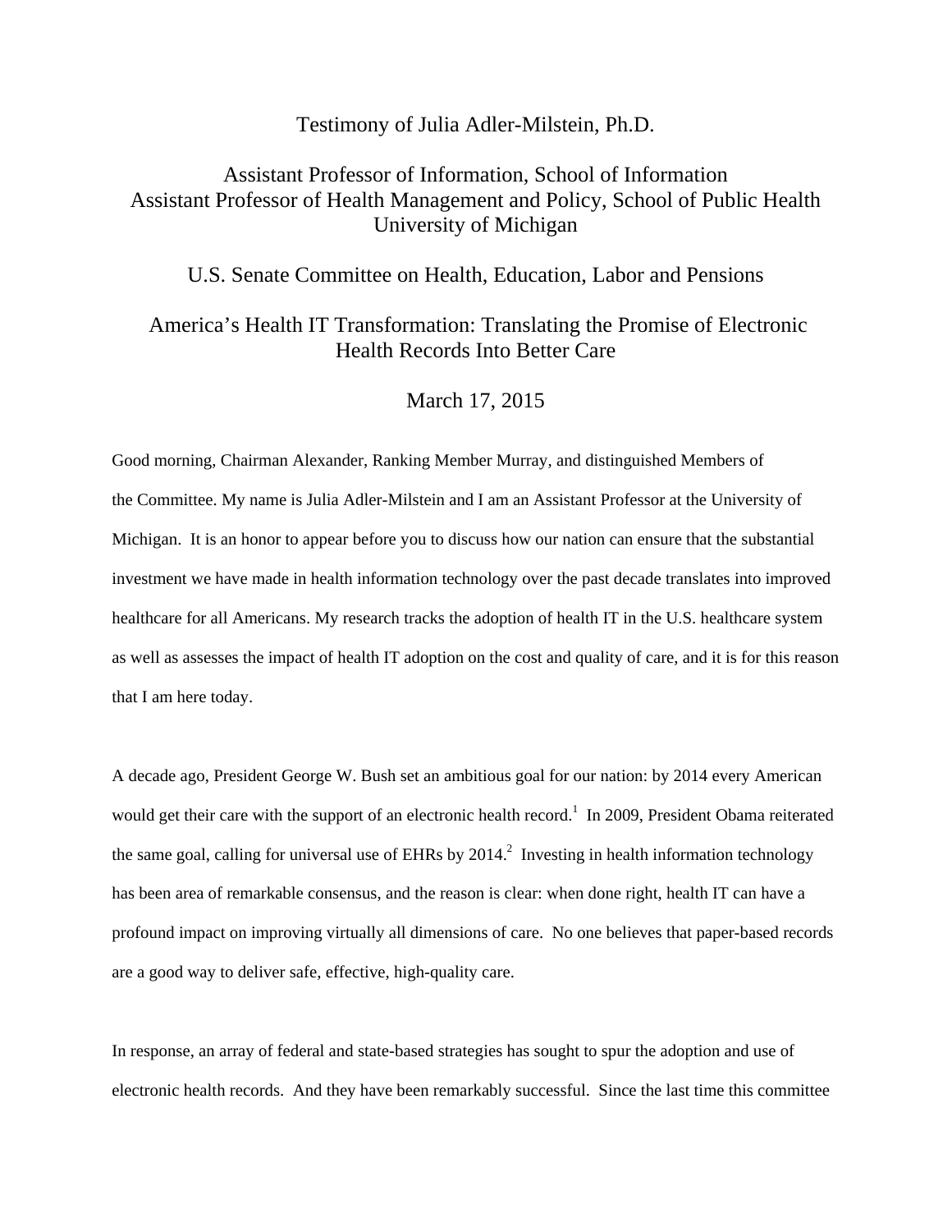# Testimony of Julia Adler-Milstein, Ph.D.

Assistant Professor of Information, School of Information
Assistant Professor of Health Management and Policy, School of Public Health
University of Michigan

U.S. Senate Committee on Health, Education, Labor and Pensions

America's Health IT Transformation: Translating the Promise of Electronic Health Records Into Better Care

March 17, 2015

Good morning, Chairman Alexander, Ranking Member Murray, and distinguished Members of the Committee. My name is Julia Adler-Milstein and I am an Assistant Professor at the University of Michigan. It is an honor to appear before you to discuss how our nation can ensure that the substantial investment we have made in health information technology over the past decade translates into improved healthcare for all Americans. My research tracks the adoption of health IT in the U.S. healthcare system as well as assesses the impact of health IT adoption on the cost and quality of care, and it is for this reason that I am here today.

A decade ago, President George W. Bush set an ambitious goal for our nation: by 2014 every American would get their care with the support of an electronic health record.[1] In 2009, President Obama reiterated the same goal, calling for universal use of EHRs by 2014.[2] Investing in health information technology has been area of remarkable consensus, and the reason is clear: when done right, health IT can have a profound impact on improving virtually all dimensions of care. No one believes that paper-based records are a good way to deliver safe, effective, high-quality care.

In response, an array of federal and state-based strategies has sought to spur the adoption and use of electronic health records. And they have been remarkably successful. Since the last time this committee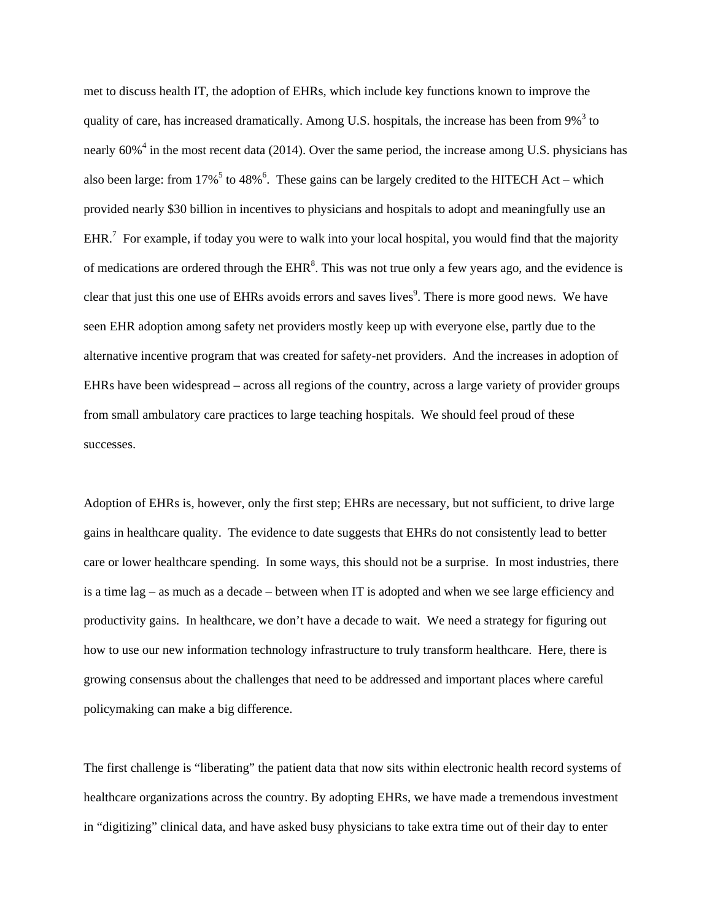met to discuss health IT, the adoption of EHRs, which include key functions known to improve the quality of care, has increased dramatically. Among U.S. hospitals, the increase has been from 9%[3] to nearly 60%[4] in the most recent data (2014). Over the same period, the increase among U.S. physicians has also been large: from 17%[5] to 48%[6]. These gains can be largely credited to the HITECH Act – which provided nearly $30 billion in incentives to physicians and hospitals to adopt and meaningfully use an EHR.[7] For example, if today you were to walk into your local hospital, you would find that the majority of medications are ordered through the EHR[8]. This was not true only a few years ago, and the evidence is clear that just this one use of EHRs avoids errors and saves lives[9]. There is more good news. We have seen EHR adoption among safety net providers mostly keep up with everyone else, partly due to the alternative incentive program that was created for safety-net providers. And the increases in adoption of EHRs have been widespread – across all regions of the country, across a large variety of provider groups from small ambulatory care practices to large teaching hospitals. We should feel proud of these successes.

Adoption of EHRs is, however, only the first step; EHRs are necessary, but not sufficient, to drive large gains in healthcare quality. The evidence to date suggests that EHRs do not consistently lead to better care or lower healthcare spending. In some ways, this should not be a surprise. In most industries, there is a time lag – as much as a decade – between when IT is adopted and when we see large efficiency and productivity gains. In healthcare, we don't have a decade to wait. We need a strategy for figuring out how to use our new information technology infrastructure to truly transform healthcare. Here, there is growing consensus about the challenges that need to be addressed and important places where careful policymaking can make a big difference.

The first challenge is "liberating" the patient data that now sits within electronic health record systems of healthcare organizations across the country. By adopting EHRs, we have made a tremendous investment in "digitizing" clinical data, and have asked busy physicians to take extra time out of their day to enter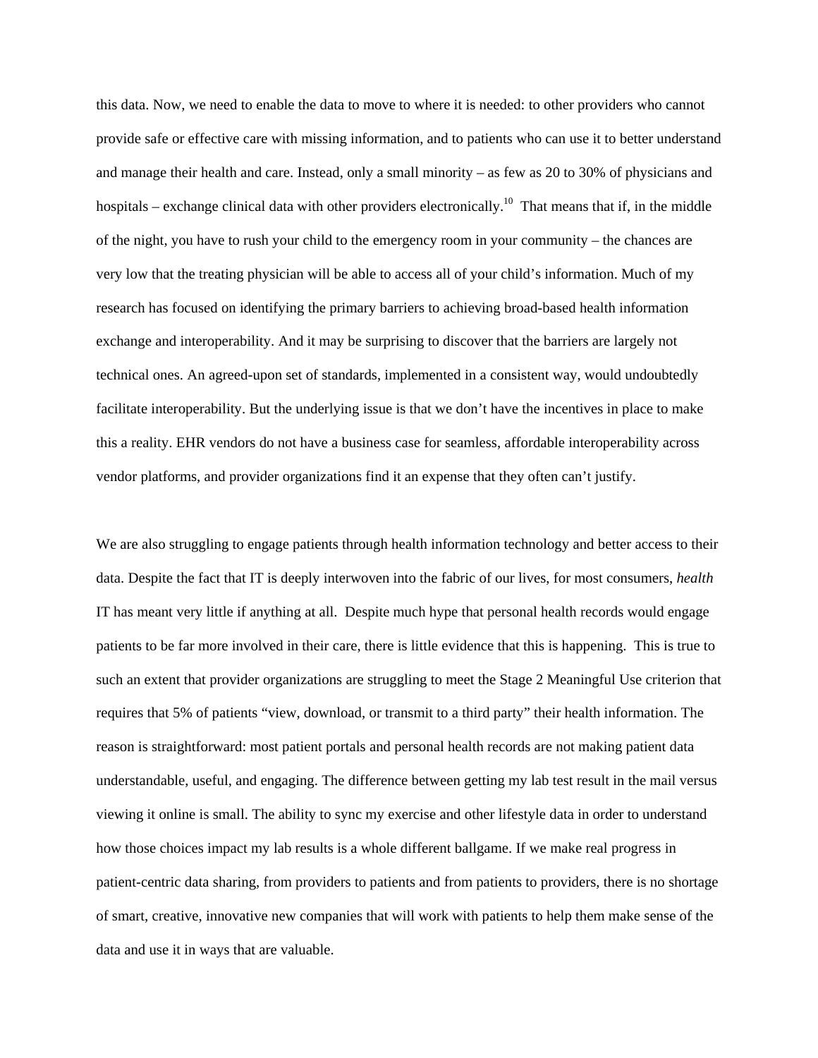this data. Now, we need to enable the data to move to where it is needed: to other providers who cannot provide safe or effective care with missing information, and to patients who can use it to better understand and manage their health and care. Instead, only a small minority – as few as 20 to 30% of physicians and hospitals – exchange clinical data with other providers electronically.[10] That means that if, in the middle of the night, you have to rush your child to the emergency room in your community – the chances are very low that the treating physician will be able to access all of your child's information. Much of my research has focused on identifying the primary barriers to achieving broad-based health information exchange and interoperability. And it may be surprising to discover that the barriers are largely not technical ones. An agreed-upon set of standards, implemented in a consistent way, would undoubtedly facilitate interoperability. But the underlying issue is that we don't have the incentives in place to make this a reality. EHR vendors do not have a business case for seamless, affordable interoperability across vendor platforms, and provider organizations find it an expense that they often can't justify.

We are also struggling to engage patients through health information technology and better access to their data. Despite the fact that IT is deeply interwoven into the fabric of our lives, for most consumers, *health* IT has meant very little if anything at all. Despite much hype that personal health records would engage patients to be far more involved in their care, there is little evidence that this is happening. This is true to such an extent that provider organizations are struggling to meet the Stage 2 Meaningful Use criterion that requires that 5% of patients "view, download, or transmit to a third party" their health information. The reason is straightforward: most patient portals and personal health records are not making patient data understandable, useful, and engaging. The difference between getting my lab test result in the mail versus viewing it online is small. The ability to sync my exercise and other lifestyle data in order to understand how those choices impact my lab results is a whole different ballgame. If we make real progress in patient-centric data sharing, from providers to patients and from patients to providers, there is no shortage of smart, creative, innovative new companies that will work with patients to help them make sense of the data and use it in ways that are valuable.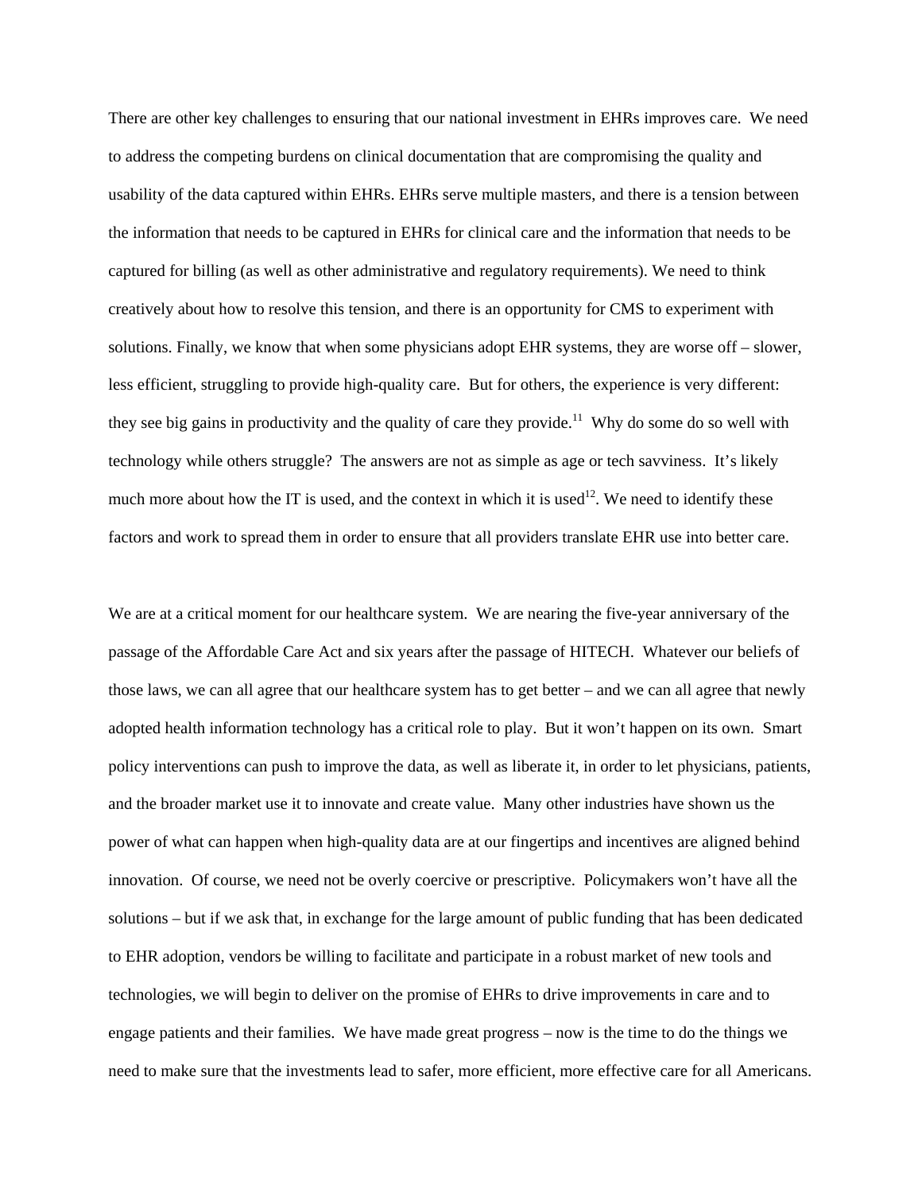There are other key challenges to ensuring that our national investment in EHRs improves care. We need to address the competing burdens on clinical documentation that are compromising the quality and usability of the data captured within EHRs. EHRs serve multiple masters, and there is a tension between the information that needs to be captured in EHRs for clinical care and the information that needs to be captured for billing (as well as other administrative and regulatory requirements). We need to think creatively about how to resolve this tension, and there is an opportunity for CMS to experiment with solutions. Finally, we know that when some physicians adopt EHR systems, they are worse off – slower, less efficient, struggling to provide high-quality care. But for others, the experience is very different: they see big gains in productivity and the quality of care they provide.[11] Why do some do so well with technology while others struggle? The answers are not as simple as age or tech savviness. It's likely much more about how the IT is used, and the context in which it is used[12]. We need to identify these factors and work to spread them in order to ensure that all providers translate EHR use into better care.

We are at a critical moment for our healthcare system. We are nearing the five-year anniversary of the passage of the Affordable Care Act and six years after the passage of HITECH. Whatever our beliefs of those laws, we can all agree that our healthcare system has to get better – and we can all agree that newly adopted health information technology has a critical role to play. But it won't happen on its own. Smart policy interventions can push to improve the data, as well as liberate it, in order to let physicians, patients, and the broader market use it to innovate and create value. Many other industries have shown us the power of what can happen when high-quality data are at our fingertips and incentives are aligned behind innovation. Of course, we need not be overly coercive or prescriptive. Policymakers won't have all the solutions – but if we ask that, in exchange for the large amount of public funding that has been dedicated to EHR adoption, vendors be willing to facilitate and participate in a robust market of new tools and technologies, we will begin to deliver on the promise of EHRs to drive improvements in care and to engage patients and their families. We have made great progress – now is the time to do the things we need to make sure that the investments lead to safer, more efficient, more effective care for all Americans.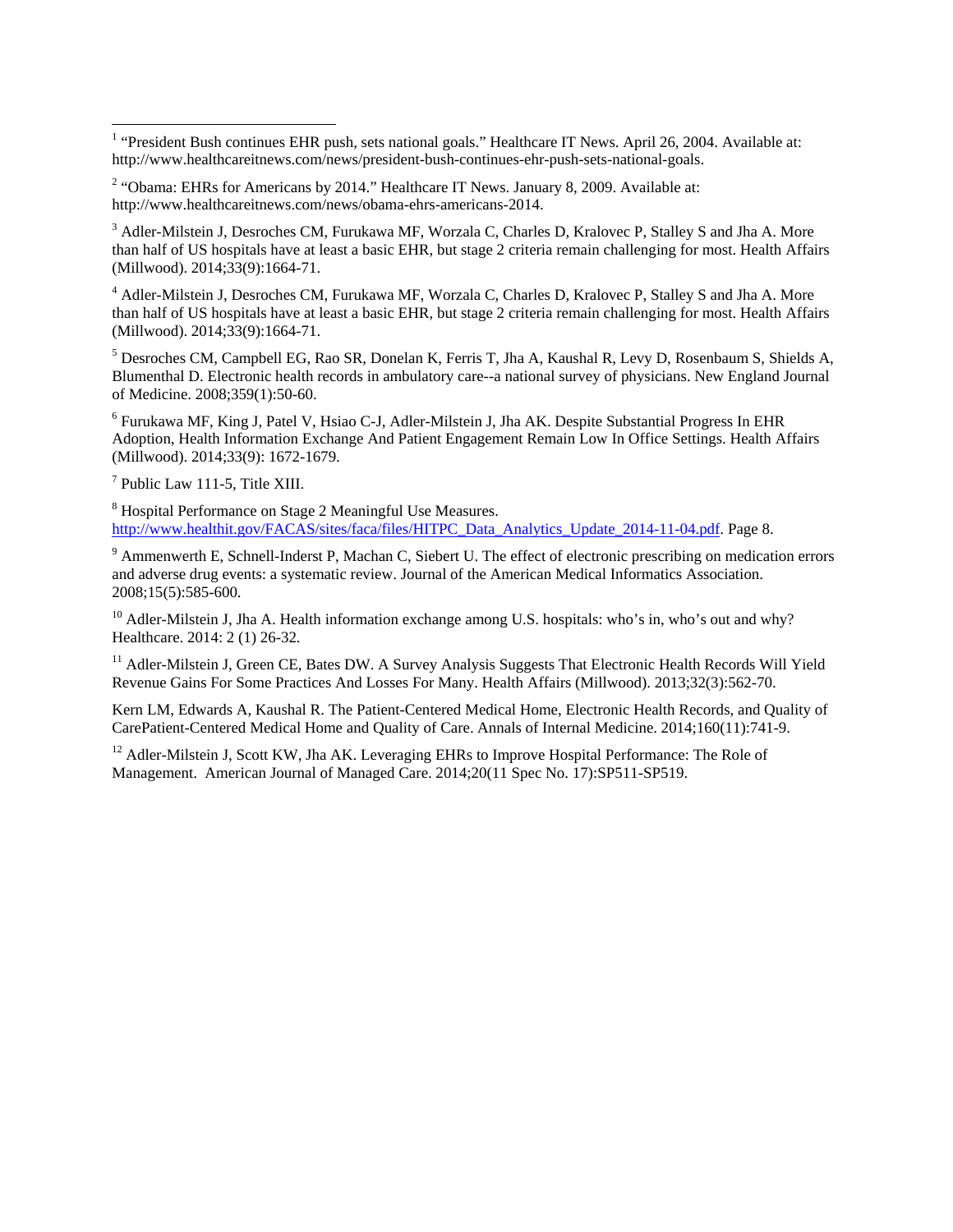[1] "President Bush continues EHR push, sets national goals." Healthcare IT News. April 26, 2004. Available at: http://www.healthcareitnews.com/news/president-bush-continues-ehr-push-sets-national-goals.

[2] "Obama: EHRs for Americans by 2014." Healthcare IT News. January 8, 2009. Available at: http://www.healthcareitnews.com/news/obama-ehrs-americans-2014.

[3] Adler-Milstein J, Desroches CM, Furukawa MF, Worzala C, Charles D, Kralovec P, Stalley S and Jha A. More than half of US hospitals have at least a basic EHR, but stage 2 criteria remain challenging for most. Health Affairs (Millwood). 2014;33(9):1664-71.

[4] Adler-Milstein J, Desroches CM, Furukawa MF, Worzala C, Charles D, Kralovec P, Stalley S and Jha A. More than half of US hospitals have at least a basic EHR, but stage 2 criteria remain challenging for most. Health Affairs (Millwood). 2014;33(9):1664-71.

[5] Desroches CM, Campbell EG, Rao SR, Donelan K, Ferris T, Jha A, Kaushal R, Levy D, Rosenbaum S, Shields A, Blumenthal D. Electronic health records in ambulatory care--a national survey of physicians. New England Journal of Medicine. 2008;359(1):50-60.

[6] Furukawa MF, King J, Patel V, Hsiao C-J, Adler-Milstein J, Jha AK. Despite Substantial Progress In EHR Adoption, Health Information Exchange And Patient Engagement Remain Low In Office Settings. Health Affairs (Millwood). 2014;33(9): 1672-1679.

[7] Public Law 111-5, Title XIII.

[8] Hospital Performance on Stage 2 Meaningful Use Measures. http://www.healthit.gov/FACAS/sites/faca/files/HITPC_Data_Analytics_Update_2014-11-04.pdf. Page 8.

[9] Ammenwerth E, Schnell-Inderst P, Machan C, Siebert U. The effect of electronic prescribing on medication errors and adverse drug events: a systematic review. Journal of the American Medical Informatics Association. 2008;15(5):585-600.

[10] Adler-Milstein J, Jha A. Health information exchange among U.S. hospitals: who's in, who's out and why? Healthcare. 2014: 2 (1) 26-32.

[11] Adler-Milstein J, Green CE, Bates DW. A Survey Analysis Suggests That Electronic Health Records Will Yield Revenue Gains For Some Practices And Losses For Many. Health Affairs (Millwood). 2013;32(3):562-70.

Kern LM, Edwards A, Kaushal R. The Patient-Centered Medical Home, Electronic Health Records, and Quality of CarePatient-Centered Medical Home and Quality of Care. Annals of Internal Medicine. 2014;160(11):741-9.

[12] Adler-Milstein J, Scott KW, Jha AK. Leveraging EHRs to Improve Hospital Performance: The Role of Management. American Journal of Managed Care. 2014;20(11 Spec No. 17):SP511-SP519.